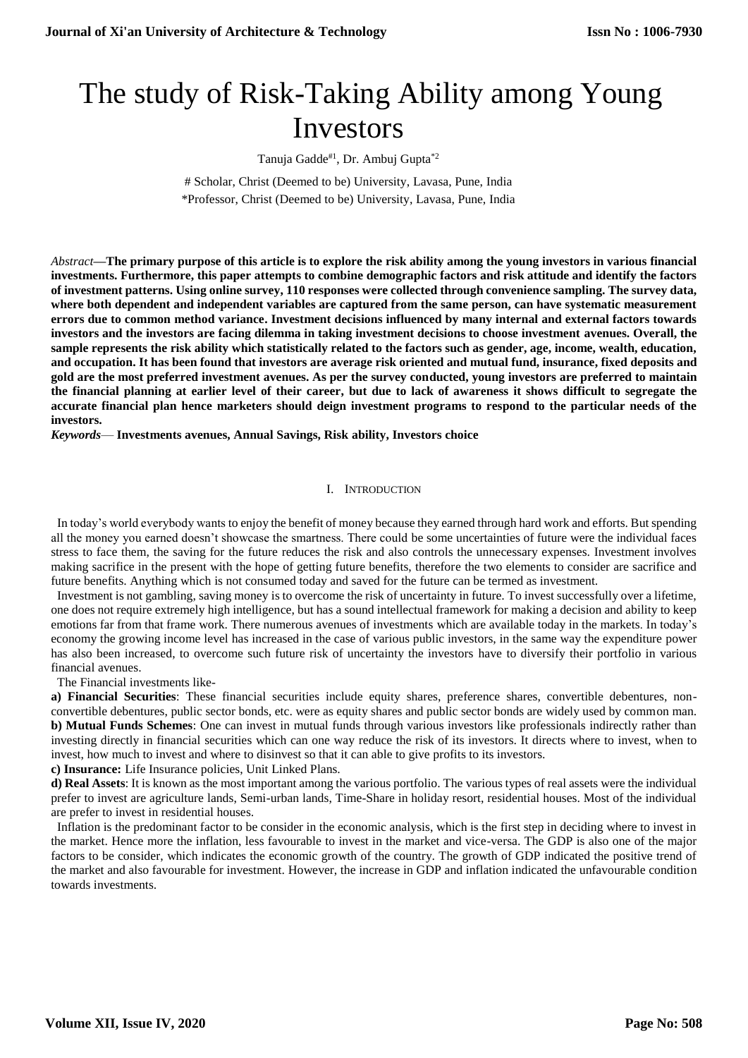# The study of Risk-Taking Ability among Young Investors

Tanuja Gadde[#1], Dr. Ambuj Gupta[*2]

[#] Scholar, Christ (Deemed to be) University, Lavasa, Pune, India

[*] Professor, Christ (Deemed to be) University, Lavasa, Pune, India

*Abstract*—**The primary purpose of this article is to explore the risk ability among the young investors in various financial investments. Furthermore, this paper attempts to combine demographic factors and risk attitude and identify the factors of investment patterns. Using online survey, 110 responses were collected through convenience sampling. The survey data, where both dependent and independent variables are captured from the same person, can have systematic measurement errors due to common method variance. Investment decisions influenced by many internal and external factors towards investors and the investors are facing dilemma in taking investment decisions to choose investment avenues. Overall, the sample represents the risk ability which statistically related to the factors such as gender, age, income, wealth, education, and occupation. It has been found that investors are average risk oriented and mutual fund, insurance, fixed deposits and gold are the most preferred investment avenues. As per the survey conducted, young investors are preferred to maintain the financial planning at earlier level of their career, but due to lack of awareness it shows difficult to segregate the accurate financial plan hence marketers should deign investment programs to respond to the particular needs of the investors.**

***Keywords*— Investments avenues, Annual Savings, Risk ability, Investors choice**

## I. INTRODUCTION

In today's world everybody wants to enjoy the benefit of money because they earned through hard work and efforts. But spending all the money you earned doesn't showcase the smartness. There could be some uncertainties of future were the individual faces stress to face them, the saving for the future reduces the risk and also controls the unnecessary expenses. Investment involves making sacrifice in the present with the hope of getting future benefits, therefore the two elements to consider are sacrifice and future benefits. Anything which is not consumed today and saved for the future can be termed as investment.

Investment is not gambling, saving money is to overcome the risk of uncertainty in future. To invest successfully over a lifetime, one does not require extremely high intelligence, but has a sound intellectual framework for making a decision and ability to keep emotions far from that frame work. There numerous avenues of investments which are available today in the markets. In today's economy the growing income level has increased in the case of various public investors, in the same way the expenditure power has also been increased, to overcome such future risk of uncertainty the investors have to diversify their portfolio in various financial avenues.

The Financial investments like-

**a) Financial Securities**: These financial securities include equity shares, preference shares, convertible debentures, non-convertible debentures, public sector bonds, etc. were as equity shares and public sector bonds are widely used by common man.

**b) Mutual Funds Schemes**: One can invest in mutual funds through various investors like professionals indirectly rather than investing directly in financial securities which can one way reduce the risk of its investors. It directs where to invest, when to invest, how much to invest and where to disinvest so that it can able to give profits to its investors.

**c) Insurance:** Life Insurance policies, Unit Linked Plans.

**d) Real Assets**: It is known as the most important among the various portfolio. The various types of real assets were the individual prefer to invest are agriculture lands, Semi-urban lands, Time-Share in holiday resort, residential houses. Most of the individual are prefer to invest in residential houses.

Inflation is the predominant factor to be consider in the economic analysis, which is the first step in deciding where to invest in the market. Hence more the inflation, less favourable to invest in the market and vice-versa. The GDP is also one of the major factors to be consider, which indicates the economic growth of the country. The growth of GDP indicated the positive trend of the market and also favourable for investment. However, the increase in GDP and inflation indicated the unfavourable condition towards investments.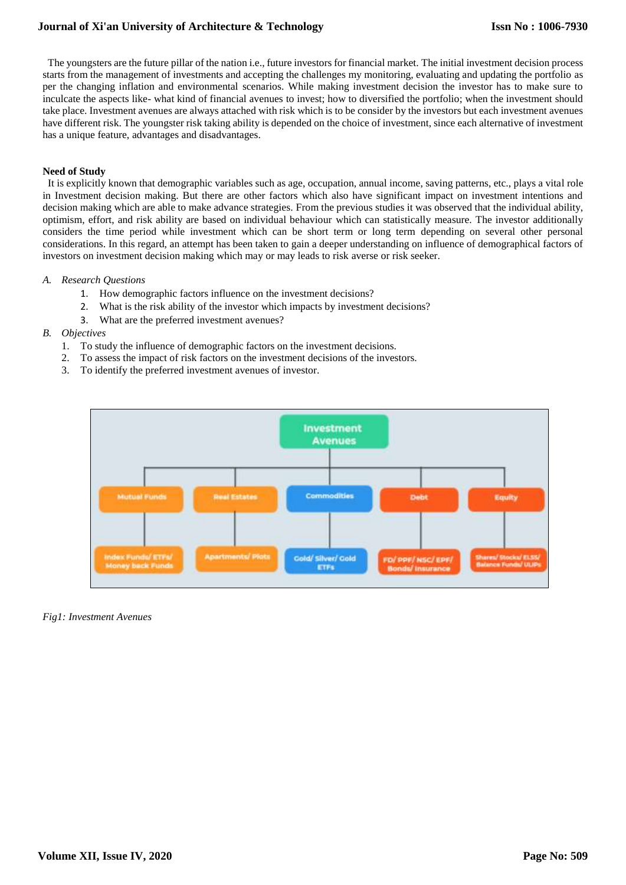The youngsters are the future pillar of the nation i.e., future investors for financial market. The initial investment decision process starts from the management of investments and accepting the challenges my monitoring, evaluating and updating the portfolio as per the changing inflation and environmental scenarios. While making investment decision the investor has to make sure to inculcate the aspects like- what kind of financial avenues to invest; how to diversified the portfolio; when the investment should take place. Investment avenues are always attached with risk which is to be consider by the investors but each investment avenues have different risk. The youngster risk taking ability is depended on the choice of investment, since each alternative of investment has a unique feature, advantages and disadvantages.

**Need of Study**

It is explicitly known that demographic variables such as age, occupation, annual income, saving patterns, etc., plays a vital role in Investment decision making. But there are other factors which also have significant impact on investment intentions and decision making which are able to make advance strategies. From the previous studies it was observed that the individual ability, optimism, effort, and risk ability are based on individual behaviour which can statistically measure. The investor additionally considers the time period while investment which can be short term or long term depending on several other personal considerations. In this regard, an attempt has been taken to gain a deeper understanding on influence of demographical factors of investors on investment decision making which may or may leads to risk averse or risk seeker.

*A. Research Questions*

1. How demographic factors influence on the investment decisions?
2. What is the risk ability of the investor which impacts by investment decisions?
3. What are the preferred investment avenues?

*B. Objectives*

1. To study the influence of demographic factors on the investment decisions.
2. To assess the impact of risk factors on the investment decisions of the investors.
3. To identify the preferred investment avenues of investor.

*Fig1: Investment Avenues*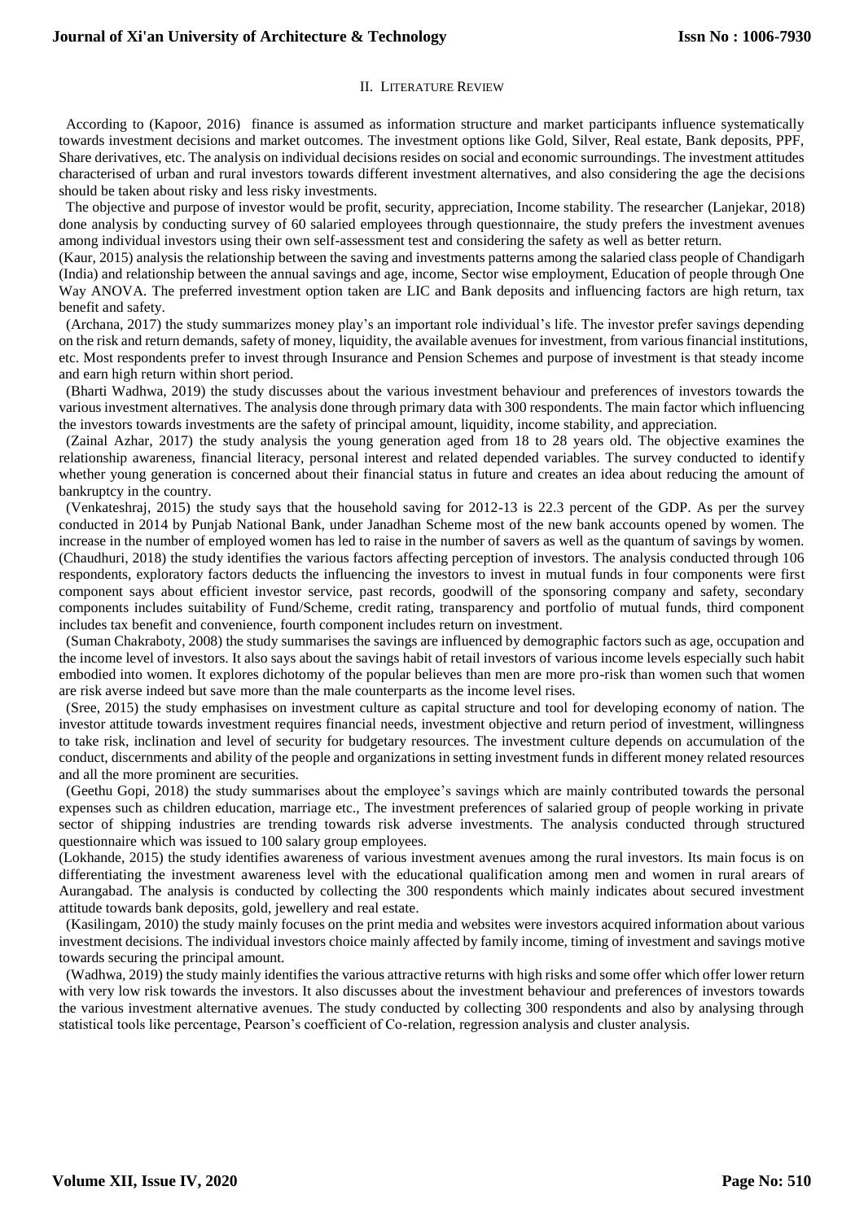## II. Literature Review

According to (Kapoor, 2016) finance is assumed as information structure and market participants influence systematically towards investment decisions and market outcomes. The investment options like Gold, Silver, Real estate, Bank deposits, PPF, Share derivatives, etc. The analysis on individual decisions resides on social and economic surroundings. The investment attitudes characterised of urban and rural investors towards different investment alternatives, and also considering the age the decisions should be taken about risky and less risky investments.

The objective and purpose of investor would be profit, security, appreciation, Income stability. The researcher (Lanjekar, 2018) done analysis by conducting survey of 60 salaried employees through questionnaire, the study prefers the investment avenues among individual investors using their own self-assessment test and considering the safety as well as better return.

(Kaur, 2015) analysis the relationship between the saving and investments patterns among the salaried class people of Chandigarh (India) and relationship between the annual savings and age, income, Sector wise employment, Education of people through One Way ANOVA. The preferred investment option taken are LIC and Bank deposits and influencing factors are high return, tax benefit and safety.

(Archana, 2017) the study summarizes money play's an important role individual's life. The investor prefer savings depending on the risk and return demands, safety of money, liquidity, the available avenues for investment, from various financial institutions, etc. Most respondents prefer to invest through Insurance and Pension Schemes and purpose of investment is that steady income and earn high return within short period.

(Bharti Wadhwa, 2019) the study discusses about the various investment behaviour and preferences of investors towards the various investment alternatives. The analysis done through primary data with 300 respondents. The main factor which influencing the investors towards investments are the safety of principal amount, liquidity, income stability, and appreciation.

(Zainal Azhar, 2017) the study analysis the young generation aged from 18 to 28 years old. The objective examines the relationship awareness, financial literacy, personal interest and related depended variables. The survey conducted to identify whether young generation is concerned about their financial status in future and creates an idea about reducing the amount of bankruptcy in the country.

(Venkateshraj, 2015) the study says that the household saving for 2012-13 is 22.3 percent of the GDP. As per the survey conducted in 2014 by Punjab National Bank, under Janadhan Scheme most of the new bank accounts opened by women. The increase in the number of employed women has led to raise in the number of savers as well as the quantum of savings by women.

(Chaudhuri, 2018) the study identifies the various factors affecting perception of investors. The analysis conducted through 106 respondents, exploratory factors deducts the influencing the investors to invest in mutual funds in four components were first component says about efficient investor service, past records, goodwill of the sponsoring company and safety, secondary components includes suitability of Fund/Scheme, credit rating, transparency and portfolio of mutual funds, third component includes tax benefit and convenience, fourth component includes return on investment.

(Suman Chakraboty, 2008) the study summarises the savings are influenced by demographic factors such as age, occupation and the income level of investors. It also says about the savings habit of retail investors of various income levels especially such habit embodied into women. It explores dichotomy of the popular believes than men are more pro-risk than women such that women are risk averse indeed but save more than the male counterparts as the income level rises.

(Sree, 2015) the study emphasises on investment culture as capital structure and tool for developing economy of nation. The investor attitude towards investment requires financial needs, investment objective and return period of investment, willingness to take risk, inclination and level of security for budgetary resources. The investment culture depends on accumulation of the conduct, discernments and ability of the people and organizations in setting investment funds in different money related resources and all the more prominent are securities.

(Geethu Gopi, 2018) the study summarises about the employee's savings which are mainly contributed towards the personal expenses such as children education, marriage etc., The investment preferences of salaried group of people working in private sector of shipping industries are trending towards risk adverse investments. The analysis conducted through structured questionnaire which was issued to 100 salary group employees.

(Lokhande, 2015) the study identifies awareness of various investment avenues among the rural investors. Its main focus is on differentiating the investment awareness level with the educational qualification among men and women in rural arears of Aurangabad. The analysis is conducted by collecting the 300 respondents which mainly indicates about secured investment attitude towards bank deposits, gold, jewellery and real estate.

(Kasilingam, 2010) the study mainly focuses on the print media and websites were investors acquired information about various investment decisions. The individual investors choice mainly affected by family income, timing of investment and savings motive towards securing the principal amount.

(Wadhwa, 2019) the study mainly identifies the various attractive returns with high risks and some offer which offer lower return with very low risk towards the investors. It also discusses about the investment behaviour and preferences of investors towards the various investment alternative avenues. The study conducted by collecting 300 respondents and also by analysing through statistical tools like percentage, Pearson's coefficient of Co-relation, regression analysis and cluster analysis.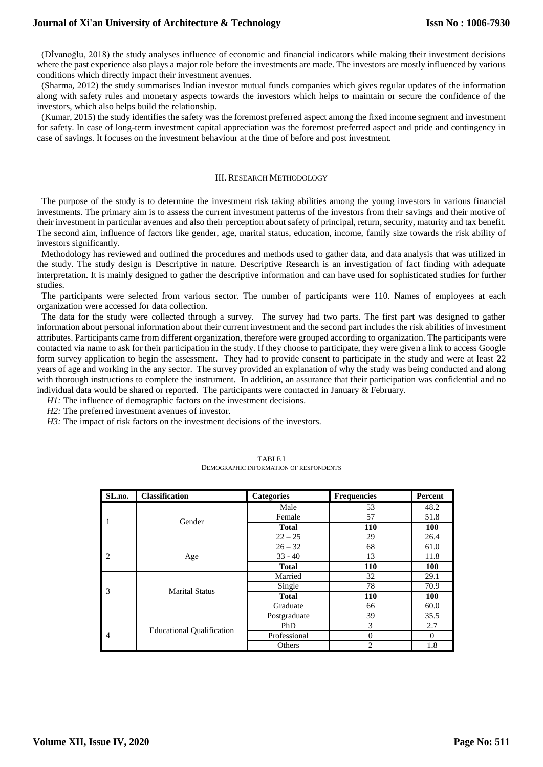(Dİvanoğlu, 2018) the study analyses influence of economic and financial indicators while making their investment decisions where the past experience also plays a major role before the investments are made. The investors are mostly influenced by various conditions which directly impact their investment avenues.

(Sharma, 2012) the study summarises Indian investor mutual funds companies which gives regular updates of the information along with safety rules and monetary aspects towards the investors which helps to maintain or secure the confidence of the investors, which also helps build the relationship.

(Kumar, 2015) the study identifies the safety was the foremost preferred aspect among the fixed income segment and investment for safety. In case of long-term investment capital appreciation was the foremost preferred aspect and pride and contingency in case of savings. It focuses on the investment behaviour at the time of before and post investment.

## III. Research Methodology

The purpose of the study is to determine the investment risk taking abilities among the young investors in various financial investments. The primary aim is to assess the current investment patterns of the investors from their savings and their motive of their investment in particular avenues and also their perception about safety of principal, return, security, maturity and tax benefit. The second aim, influence of factors like gender, age, marital status, education, income, family size towards the risk ability of investors significantly.

Methodology has reviewed and outlined the procedures and methods used to gather data, and data analysis that was utilized in the study. The study design is Descriptive in nature. Descriptive Research is an investigation of fact finding with adequate interpretation. It is mainly designed to gather the descriptive information and can have used for sophisticated studies for further studies.

The participants were selected from various sector. The number of participants were 110. Names of employees at each organization were accessed for data collection.

The data for the study were collected through a survey. The survey had two parts. The first part was designed to gather information about personal information about their current investment and the second part includes the risk abilities of investment attributes. Participants came from different organization, therefore were grouped according to organization. The participants were contacted via name to ask for their participation in the study. If they choose to participate, they were given a link to access Google form survey application to begin the assessment. They had to provide consent to participate in the study and were at least 22 years of age and working in the any sector. The survey provided an explanation of why the study was being conducted and along with thorough instructions to complete the instrument. In addition, an assurance that their participation was confidential and no individual data would be shared or reported. The participants were contacted in January & February.

*H1:* The influence of demographic factors on the investment decisions.

*H2:* The preferred investment avenues of investor.

*H3:* The impact of risk factors on the investment decisions of the investors.

TABLE I
Demographic Information of Respondents

| SL.no. | Classification | Categories | Frequencies | Percent |
|---|---|---|---|---|
| 1 | Gender | Male | 53 | 48.2 |
| | | Female | 57 | 51.8 |
| | | **Total** | **110** | **100** |
| 2 | Age | 22 – 25 | 29 | 26.4 |
| | | 26 – 32 | 68 | 61.0 |
| | | 33 - 40 | 13 | 11.8 |
| | | **Total** | **110** | **100** |
| 3 | Marital Status | Married | 32 | 29.1 |
| | | Single | 78 | 70.9 |
| | | **Total** | **110** | **100** |
| 4 | Educational Qualification | Graduate | 66 | 60.0 |
| | | Postgraduate | 39 | 35.5 |
| | | PhD | 3 | 2.7 |
| | | Professional | 0 | 0 |
| | | Others | 2 | 1.8 |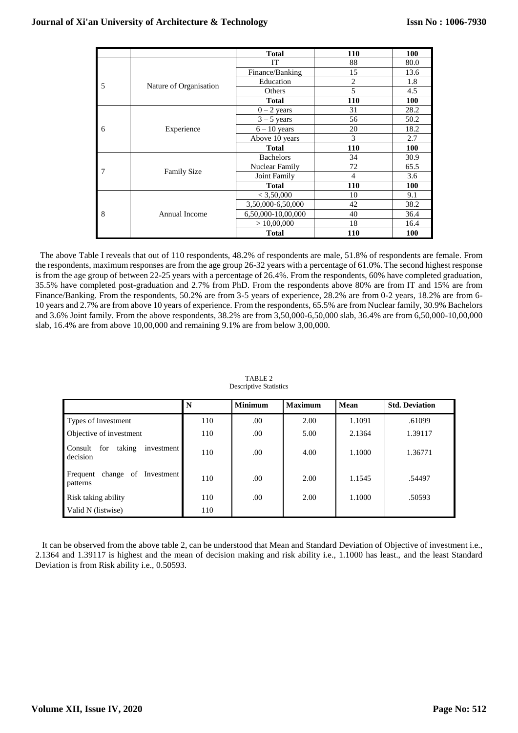|  |  | **Total** | **110** | **100** |
|---|---|---|---|---|
| 5 | Nature of Organisation | IT | 88 | 80.0 |
|  |  | Finance/Banking | 15 | 13.6 |
|  |  | Education | 2 | 1.8 |
|  |  | Others | 5 | 4.5 |
|  |  | **Total** | **110** | **100** |
| 6 | Experience | 0 – 2 years | 31 | 28.2 |
|  |  | 3 – 5 years | 56 | 50.2 |
|  |  | 6 – 10 years | 20 | 18.2 |
|  |  | Above 10 years | 3 | 2.7 |
|  |  | **Total** | **110** | **100** |
| 7 | Family Size | Bachelors | 34 | 30.9 |
|  |  | Nuclear Family | 72 | 65.5 |
|  |  | Joint Family | 4 | 3.6 |
|  |  | **Total** | **110** | **100** |
| 8 | Annual Income | < 3,50,000 | 10 | 9.1 |
|  |  | 3,50,000-6,50,000 | 42 | 38.2 |
|  |  | 6,50,000-10,00,000 | 40 | 36.4 |
|  |  | > 10,00,000 | 18 | 16.4 |
|  |  | **Total** | **110** | **100** |

The above Table I reveals that out of 110 respondents, 48.2% of respondents are male, 51.8% of respondents are female. From the respondents, maximum responses are from the age group 26-32 years with a percentage of 61.0%. The second highest response is from the age group of between 22-25 years with a percentage of 26.4%. From the respondents, 60% have completed graduation, 35.5% have completed post-graduation and 2.7% from PhD. From the respondents above 80% are from IT and 15% are from Finance/Banking. From the respondents, 50.2% are from 3-5 years of experience, 28.2% are from 0-2 years, 18.2% are from 6-10 years and 2.7% are from above 10 years of experience. From the respondents, 65.5% are from Nuclear family, 30.9% Bachelors and 3.6% Joint family. From the above respondents, 38.2% are from 3,50,000-6,50,000 slab, 36.4% are from 6,50,000-10,00,000 slab, 16.4% are from above 10,00,000 and remaining 9.1% are from below 3,00,000.

TABLE 2
Descriptive Statistics

|  | N | Minimum | Maximum | Mean | Std. Deviation |
|---|---|---|---|---|---|
| Types of Investment | 110 | .00 | 2.00 | 1.1091 | .61099 |
| Objective of investment | 110 | .00 | 5.00 | 2.1364 | 1.39117 |
| Consult for taking investment decision | 110 | .00 | 4.00 | 1.1000 | 1.36771 |
| Frequent change of Investment patterns | 110 | .00 | 2.00 | 1.1545 | .54497 |
| Risk taking ability | 110 | .00 | 2.00 | 1.1000 | .50593 |
| Valid N (listwise) | 110 |  |  |  |  |

It can be observed from the above table 2, can be understood that Mean and Standard Deviation of Objective of investment i.e., 2.1364 and 1.39117 is highest and the mean of decision making and risk ability i.e., 1.1000 has least., and the least Standard Deviation is from Risk ability i.e., 0.50593.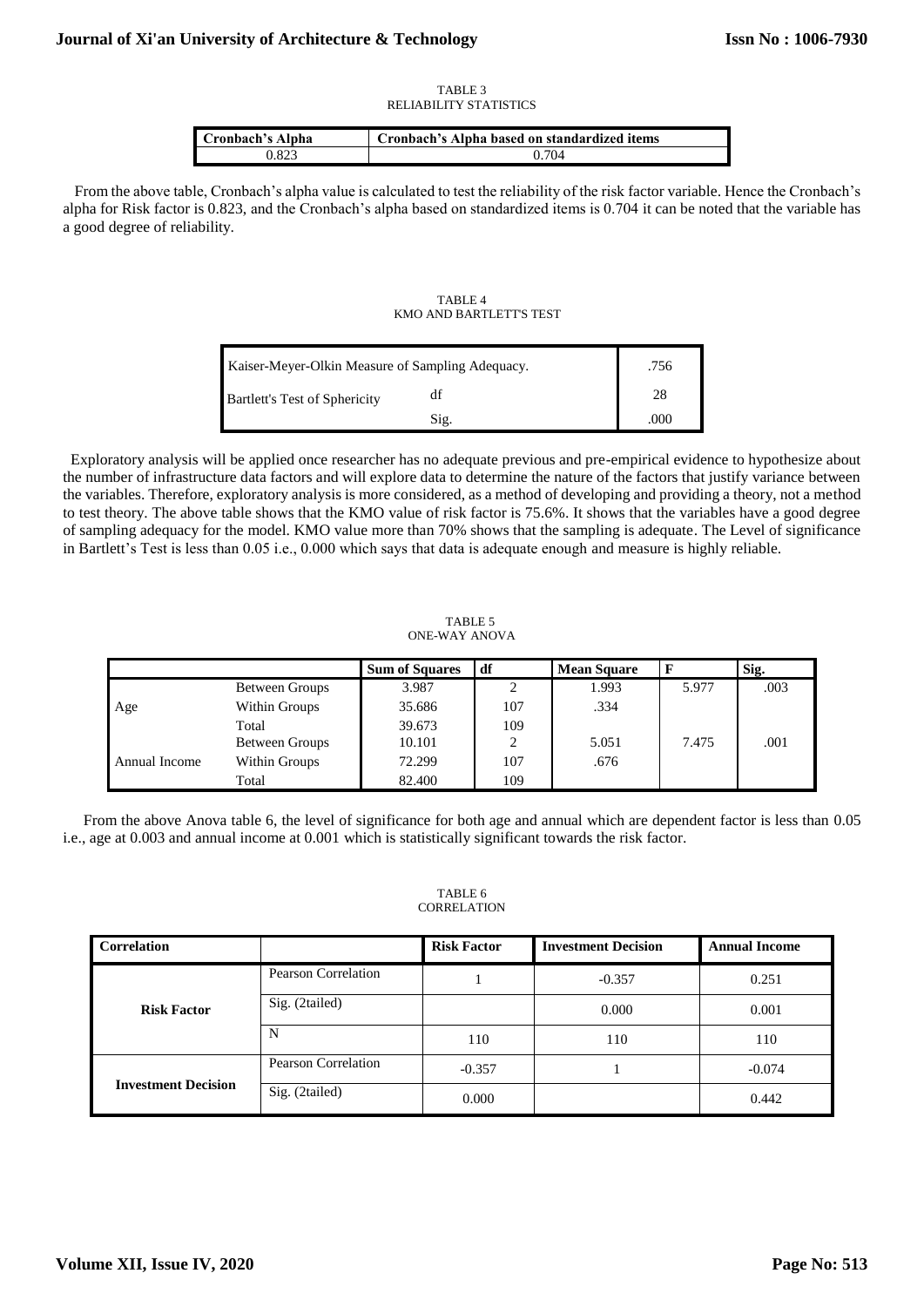TABLE 3
RELIABILITY STATISTICS

| Cronbach's Alpha | Cronbach's Alpha based on standardized items |
|---|---|
| 0.823 | 0.704 |

From the above table, Cronbach's alpha value is calculated to test the reliability of the risk factor variable. Hence the Cronbach's alpha for Risk factor is 0.823, and the Cronbach's alpha based on standardized items is 0.704 it can be noted that the variable has a good degree of reliability.

TABLE 4
KMO AND BARTLETT'S TEST

| | | |
|---|---|---|
| Kaiser-Meyer-Olkin Measure of Sampling Adequacy. | | .756 |
| Bartlett's Test of Sphericity | df | 28 |
| | Sig. | .000 |

Exploratory analysis will be applied once researcher has no adequate previous and pre-empirical evidence to hypothesize about the number of infrastructure data factors and will explore data to determine the nature of the factors that justify variance between the variables. Therefore, exploratory analysis is more considered, as a method of developing and providing a theory, not a method to test theory. The above table shows that the KMO value of risk factor is 75.6%. It shows that the variables have a good degree of sampling adequacy for the model. KMO value more than 70% shows that the sampling is adequate. The Level of significance in Bartlett's Test is less than 0.05 i.e., 0.000 which says that data is adequate enough and measure is highly reliable.

TABLE 5
ONE-WAY ANOVA

| | | Sum of Squares | df | Mean Square | F | Sig. |
|---|---|---|---|---|---|---|
| Age | Between Groups | 3.987 | 2 | 1.993 | 5.977 | .003 |
| | Within Groups | 35.686 | 107 | .334 | | |
| | Total | 39.673 | 109 | | | |
| Annual Income | Between Groups | 10.101 | 2 | 5.051 | 7.475 | .001 |
| | Within Groups | 72.299 | 107 | .676 | | |
| | Total | 82.400 | 109 | | | |

From the above Anova table 6, the level of significance for both age and annual which are dependent factor is less than 0.05 i.e., age at 0.003 and annual income at 0.001 which is statistically significant towards the risk factor.

TABLE 6
CORRELATION

| Correlation | | Risk Factor | Investment Decision | Annual Income |
|---|---|---|---|---|
| Risk Factor | Pearson Correlation | 1 | -0.357 | 0.251 |
| | Sig. (2tailed) | | 0.000 | 0.001 |
| | N | 110 | 110 | 110 |
| Investment Decision | Pearson Correlation | -0.357 | 1 | -0.074 |
| | Sig. (2tailed) | 0.000 | | 0.442 |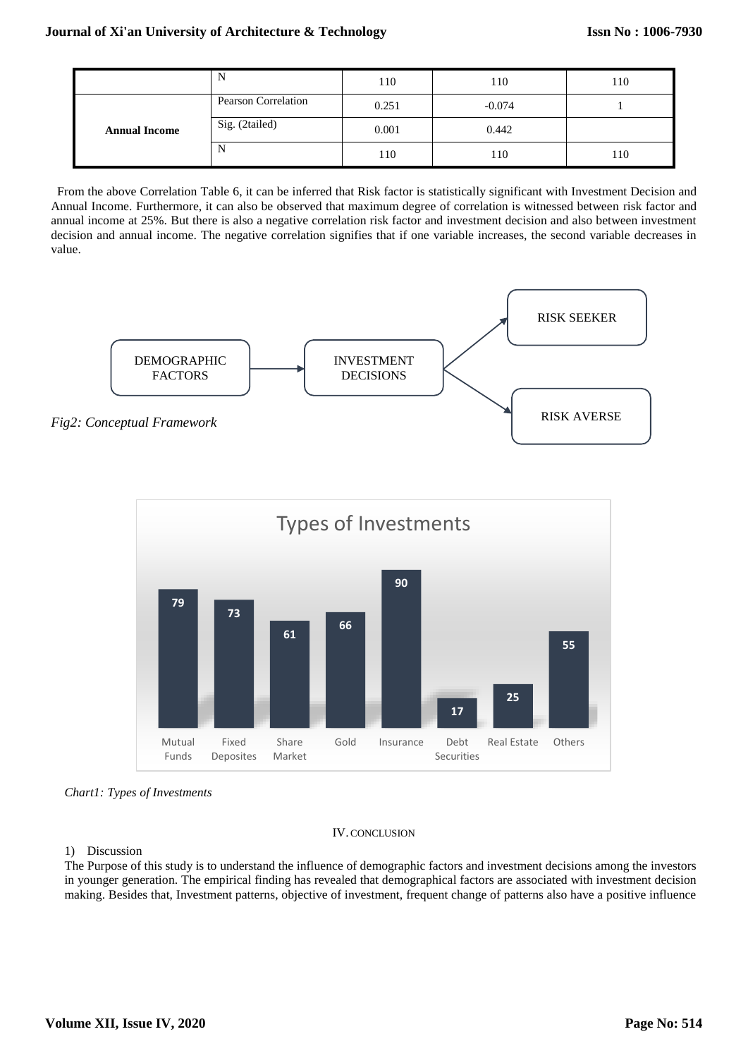|  |  |  |  |  |
|---|---|---|---|---|
|  | N | 110 | 110 | 110 |
| **Annual Income** | Pearson Correlation | 0.251 | -0.074 | 1 |
|  | Sig. (2tailed) | 0.001 | 0.442 |  |
|  | N | 110 | 110 | 110 |

From the above Correlation Table 6, it can be inferred that Risk factor is statistically significant with Investment Decision and Annual Income. Furthermore, it can also be observed that maximum degree of correlation is witnessed between risk factor and annual income at 25%. But there is also a negative correlation risk factor and investment decision and also between investment decision and annual income. The negative correlation signifies that if one variable increases, the second variable decreases in value.

DEMOGRAPHIC FACTORS → INVESTMENT DECISIONS → RISK SEEKER / RISK AVERSE

*Fig2: Conceptual Framework*

**Types of Investments**

| Mutual Funds | Fixed Deposites | Share Market | Gold | Insurance | Debt Securities | Real Estate | Others |
|---|---|---|---|---|---|---|---|
| 79 | 73 | 61 | 66 | 90 | 17 | 25 | 55 |

*Chart1: Types of Investments*

## IV. CONCLUSION

1) Discussion

The Purpose of this study is to understand the influence of demographic factors and investment decisions among the investors in younger generation. The empirical finding has revealed that demographical factors are associated with investment decision making. Besides that, Investment patterns, objective of investment, frequent change of patterns also have a positive influence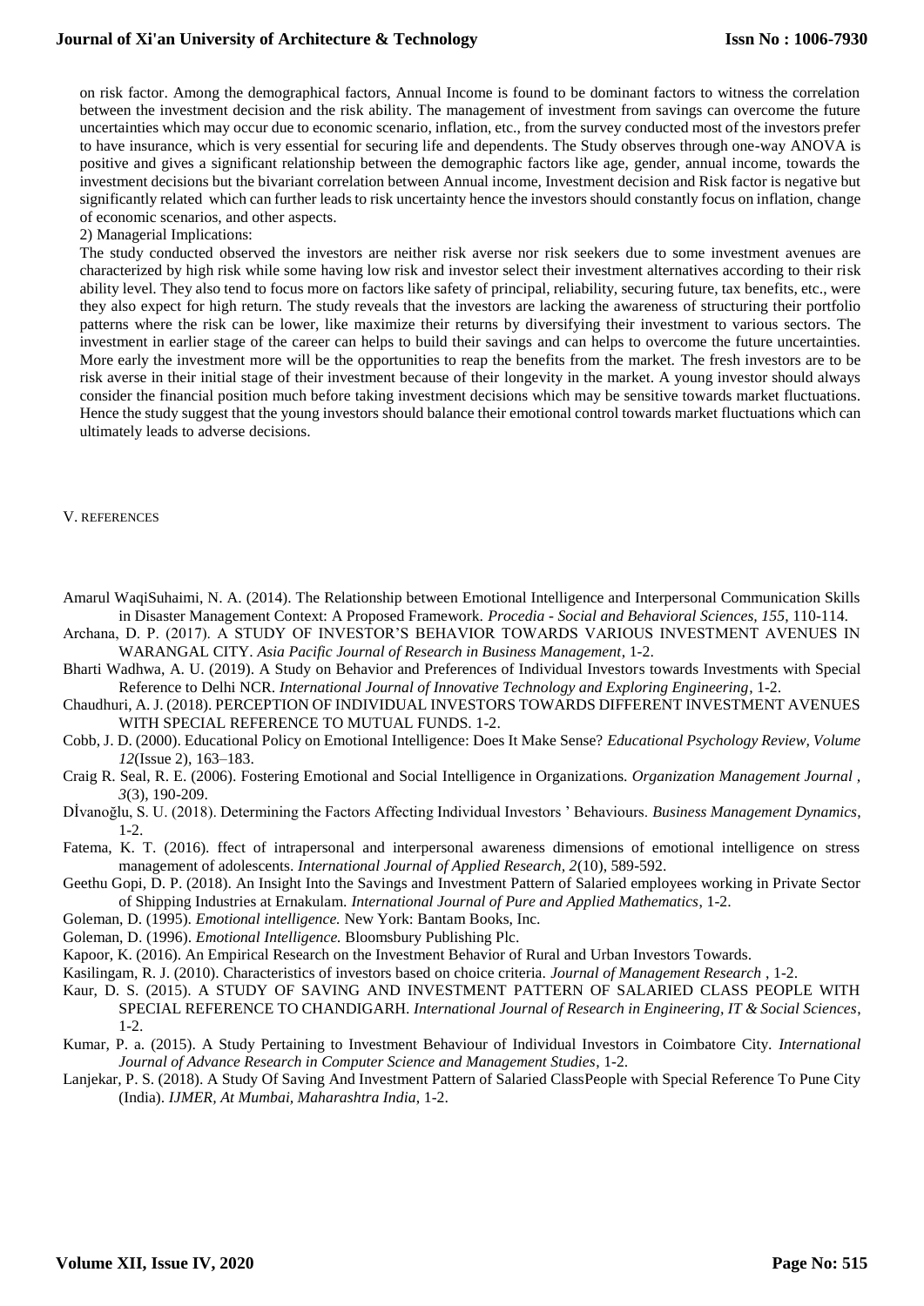on risk factor. Among the demographical factors, Annual Income is found to be dominant factors to witness the correlation between the investment decision and the risk ability. The management of investment from savings can overcome the future uncertainties which may occur due to economic scenario, inflation, etc., from the survey conducted most of the investors prefer to have insurance, which is very essential for securing life and dependents. The Study observes through one-way ANOVA is positive and gives a significant relationship between the demographic factors like age, gender, annual income, towards the investment decisions but the bivariant correlation between Annual income, Investment decision and Risk factor is negative but significantly related which can further leads to risk uncertainty hence the investors should constantly focus on inflation, change of economic scenarios, and other aspects.

2) Managerial Implications:

The study conducted observed the investors are neither risk averse nor risk seekers due to some investment avenues are characterized by high risk while some having low risk and investor select their investment alternatives according to their risk ability level. They also tend to focus more on factors like safety of principal, reliability, securing future, tax benefits, etc., were they also expect for high return. The study reveals that the investors are lacking the awareness of structuring their portfolio patterns where the risk can be lower, like maximize their returns by diversifying their investment to various sectors. The investment in earlier stage of the career can helps to build their savings and can helps to overcome the future uncertainties. More early the investment more will be the opportunities to reap the benefits from the market. The fresh investors are to be risk averse in their initial stage of their investment because of their longevity in the market. A young investor should always consider the financial position much before taking investment decisions which may be sensitive towards market fluctuations. Hence the study suggest that the young investors should balance their emotional control towards market fluctuations which can ultimately leads to adverse decisions.

## V. REFERENCES

Amarul WaqiSuhaimi, N. A. (2014). The Relationship between Emotional Intelligence and Interpersonal Communication Skills in Disaster Management Context: A Proposed Framework. *Procedia - Social and Behavioral Sciences, 155*, 110-114.

Archana, D. P. (2017). A STUDY OF INVESTOR'S BEHAVIOR TOWARDS VARIOUS INVESTMENT AVENUES IN WARANGAL CITY. *Asia Pacific Journal of Research in Business Management*, 1-2.

Bharti Wadhwa, A. U. (2019). A Study on Behavior and Preferences of Individual Investors towards Investments with Special Reference to Delhi NCR. *International Journal of Innovative Technology and Exploring Engineering*, 1-2.

Chaudhuri, A. J. (2018). PERCEPTION OF INDIVIDUAL INVESTORS TOWARDS DIFFERENT INVESTMENT AVENUES WITH SPECIAL REFERENCE TO MUTUAL FUNDS. 1-2.

Cobb, J. D. (2000). Educational Policy on Emotional Intelligence: Does It Make Sense? *Educational Psychology Review, Volume 12*(Issue 2), 163–183.

Craig R. Seal, R. E. (2006). Fostering Emotional and Social Intelligence in Organizations. *Organization Management Journal , 3*(3), 190-209.

Dİvanoğlu, S. U. (2018). Determining the Factors Affecting Individual Investors ' Behaviours. *Business Management Dynamics*, 1-2.

Fatema, K. T. (2016). ffect of intrapersonal and interpersonal awareness dimensions of emotional intelligence on stress management of adolescents. *International Journal of Applied Research, 2*(10), 589-592.

Geethu Gopi, D. P. (2018). An Insight Into the Savings and Investment Pattern of Salaried employees working in Private Sector of Shipping Industries at Ernakulam. *International Journal of Pure and Applied Mathematics*, 1-2.

Goleman, D. (1995). *Emotional intelligence.* New York: Bantam Books, Inc.

Goleman, D. (1996). *Emotional Intelligence.* Bloomsbury Publishing Plc.

Kapoor, K. (2016). An Empirical Research on the Investment Behavior of Rural and Urban Investors Towards.

Kasilingam, R. J. (2010). Characteristics of investors based on choice criteria. *Journal of Management Research* , 1-2.

Kaur, D. S. (2015). A STUDY OF SAVING AND INVESTMENT PATTERN OF SALARIED CLASS PEOPLE WITH SPECIAL REFERENCE TO CHANDIGARH. *International Journal of Research in Engineering, IT & Social Sciences*, 1-2.

Kumar, P. a. (2015). A Study Pertaining to Investment Behaviour of Individual Investors in Coimbatore City. *International Journal of Advance Research in Computer Science and Management Studies*, 1-2.

Lanjekar, P. S. (2018). A Study Of Saving And Investment Pattern of Salaried ClassPeople with Special Reference To Pune City (India). *IJMER, At Mumbai, Maharashtra India*, 1-2.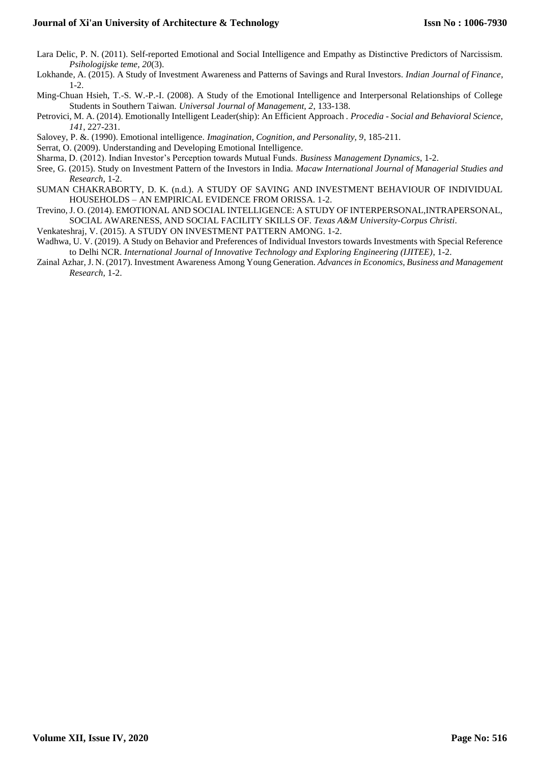Lara Delic, P. N. (2011). Self-reported Emotional and Social Intelligence and Empathy as Distinctive Predictors of Narcissism. *Psihologijske teme, 20*(3).

Lokhande, A. (2015). A Study of Investment Awareness and Patterns of Savings and Rural Investors. *Indian Journal of Finance*, 1-2.

Ming-Chuan Hsieh, T.-S. W.-P.-I. (2008). A Study of the Emotional Intelligence and Interpersonal Relationships of College Students in Southern Taiwan. *Universal Journal of Management, 2*, 133-138.

Petrovici, M. A. (2014). Emotionally Intelligent Leader(ship): An Efficient Approach . *Procedia - Social and Behavioral Science, 141*, 227-231.

Salovey, P. &. (1990). Emotional intelligence. *Imagination, Cognition, and Personality, 9*, 185-211.

Serrat, O. (2009). Understanding and Developing Emotional Intelligence.

Sharma, D. (2012). Indian Investor's Perception towards Mutual Funds. *Business Management Dynamics*, 1-2.

Sree, G. (2015). Study on Investment Pattern of the Investors in India. *Macaw International Journal of Managerial Studies and Research*, 1-2.

SUMAN CHAKRABORTY, D. K. (n.d.). A STUDY OF SAVING AND INVESTMENT BEHAVIOUR OF INDIVIDUAL HOUSEHOLDS – AN EMPIRICAL EVIDENCE FROM ORISSA. 1-2.

Trevino, J. O. (2014). EMOTIONAL AND SOCIAL INTELLIGENCE: A STUDY OF INTERPERSONAL,INTRAPERSONAL, SOCIAL AWARENESS, AND SOCIAL FACILITY SKILLS OF. *Texas A&M University-Corpus Christi*.

Venkateshraj, V. (2015). A STUDY ON INVESTMENT PATTERN AMONG. 1-2.

Wadhwa, U. V. (2019). A Study on Behavior and Preferences of Individual Investors towards Investments with Special Reference to Delhi NCR. *International Journal of Innovative Technology and Exploring Engineering (IJITEE)*, 1-2.

Zainal Azhar, J. N. (2017). Investment Awareness Among Young Generation. *Advances in Economics, Business and Management Research*, 1-2.